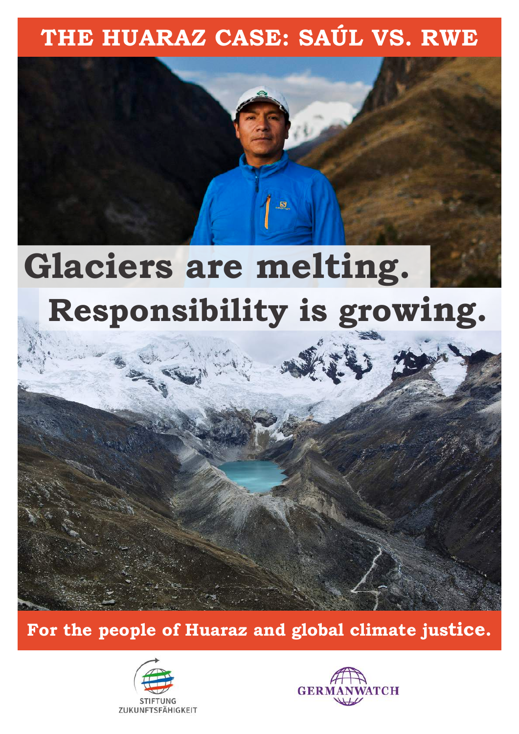# THE HUARAZ CASE: SAÚL VS. RWE

# Glaciers are melting.
# Responsibility is growing.

**For the people of Huaraz and global climate justice.**

STIFTUNG ZUKUNFTSFÄHIGKEIT

GERMANWATCH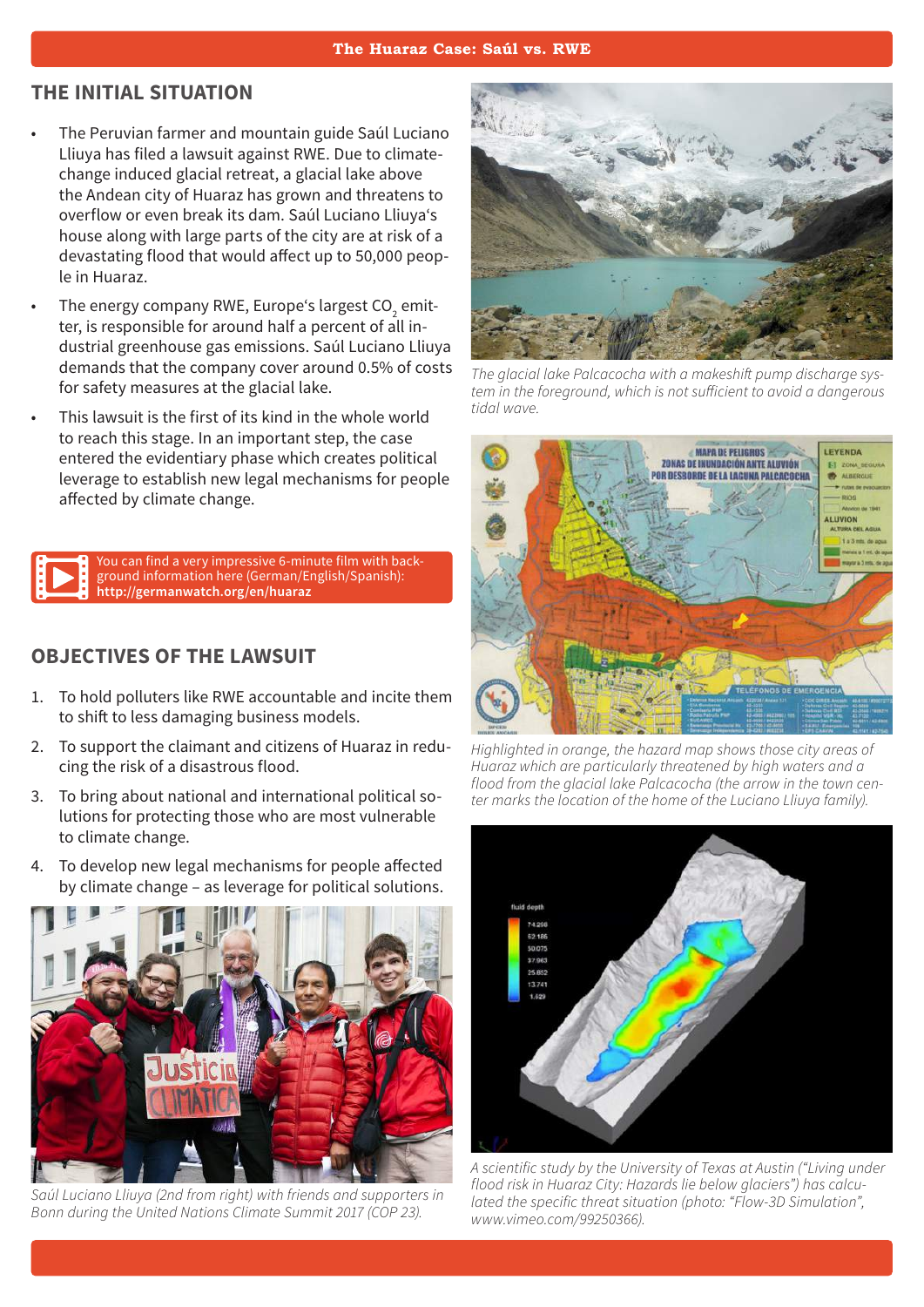## THE INITIAL SITUATION

- The Peruvian farmer and mountain guide Saúl Luciano Lliuya has filed a lawsuit against RWE. Due to climate-change induced glacial retreat, a glacial lake above the Andean city of Huaraz has grown and threatens to overflow or even break its dam. Saúl Luciano Lliuya's house along with large parts of the city are at risk of a devastating flood that would affect up to 50,000 people in Huaraz.
- The energy company RWE, Europe's largest $CO_2$ emitter, is responsible for around half a percent of all industrial greenhouse gas emissions. Saúl Luciano Lliuya demands that the company cover around 0.5% of costs for safety measures at the glacial lake.
- This lawsuit is the first of its kind in the whole world to reach this stage. In an important step, the case entered the evidentiary phase which creates political leverage to establish new legal mechanisms for people affected by climate change.

You can find a very impressive 6-minute film with background information here (German/English/Spanish): **http://germanwatch.org/en/huaraz**

## OBJECTIVES OF THE LAWSUIT

1. To hold polluters like RWE accountable and incite them to shift to less damaging business models.
2. To support the claimant and citizens of Huaraz in reducing the risk of a disastrous flood.
3. To bring about national and international political solutions for protecting those who are most vulnerable to climate change.
4. To develop new legal mechanisms for people affected by climate change – as leverage for political solutions.

*Saúl Luciano Lliuya (2nd from right) with friends and supporters in Bonn during the United Nations Climate Summit 2017 (COP 23).*

*The glacial lake Palcacocha with a makeshift pump discharge system in the foreground, which is not sufficient to avoid a dangerous tidal wave.*

*Highlighted in orange, the hazard map shows those city areas of Huaraz which are particularly threatened by high waters and a flood from the glacial lake Palcacocha (the arrow in the town center marks the location of the home of the Luciano Lliuya family).*

*A scientific study by the University of Texas at Austin ("Living under flood risk in Huaraz City: Hazards lie below glaciers") has calculated the specific threat situation (photo: "Flow-3D Simulation", www.vimeo.com/99250366).*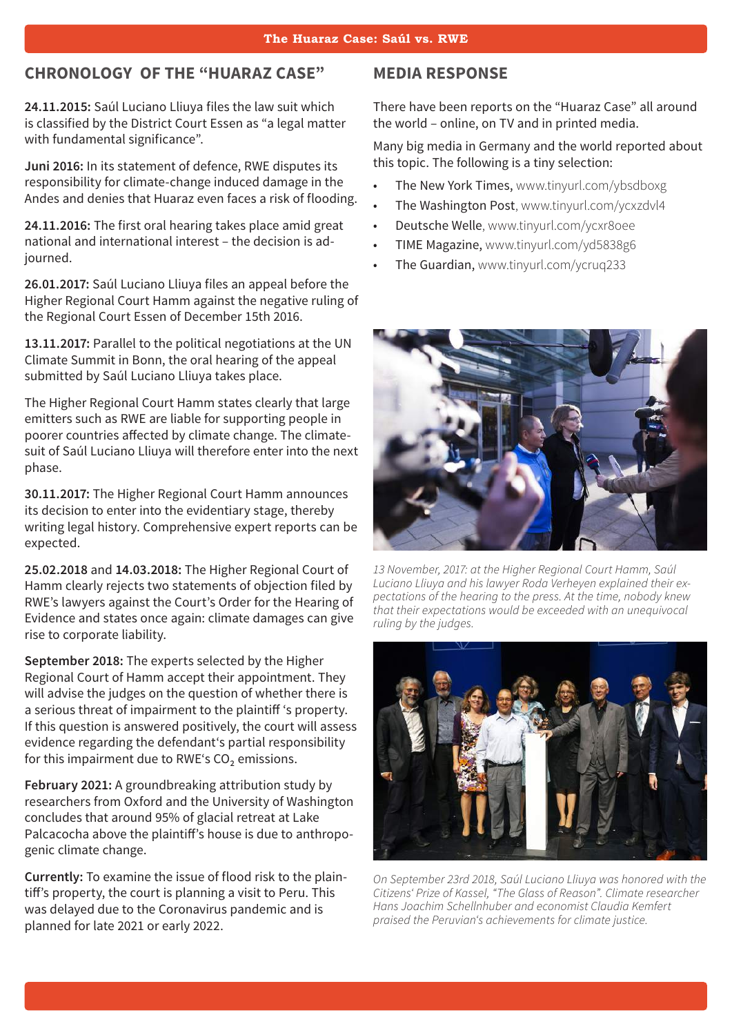## CHRONOLOGY OF THE "HUARAZ CASE"

**24.11.2015:** Saúl Luciano Lliuya files the law suit which is classified by the District Court Essen as "a legal matter with fundamental significance".

**Juni 2016:** In its statement of defence, RWE disputes its responsibility for climate-change induced damage in the Andes and denies that Huaraz even faces a risk of flooding.

**24.11.2016:** The first oral hearing takes place amid great national and international interest – the decision is adjourned.

**26.01.2017:** Saúl Luciano Lliuya files an appeal before the Higher Regional Court Hamm against the negative ruling of the Regional Court Essen of December 15th 2016.

**13.11.2017:** Parallel to the political negotiations at the UN Climate Summit in Bonn, the oral hearing of the appeal submitted by Saúl Luciano Lliuya takes place.

The Higher Regional Court Hamm states clearly that large emitters such as RWE are liable for supporting people in poorer countries affected by climate change. The climate-suit of Saúl Luciano Lliuya will therefore enter into the next phase.

**30.11.2017:** The Higher Regional Court Hamm announces its decision to enter into the evidentiary stage, thereby writing legal history. Comprehensive expert reports can be expected.

**25.02.2018** and **14.03.2018:** The Higher Regional Court of Hamm clearly rejects two statements of objection filed by RWE's lawyers against the Court's Order for the Hearing of Evidence and states once again: climate damages can give rise to corporate liability.

**September 2018:** The experts selected by the Higher Regional Court of Hamm accept their appointment. They will advise the judges on the question of whether there is a serious threat of impairment to the plaintiff 's property. If this question is answered positively, the court will assess evidence regarding the defendant's partial responsibility for this impairment due to RWE's $CO_2$ emissions.

**February 2021:** A groundbreaking attribution study by researchers from Oxford and the University of Washington concludes that around 95% of glacial retreat at Lake Palcacocha above the plaintiff's house is due to anthropogenic climate change.

**Currently:** To examine the issue of flood risk to the plaintiff's property, the court is planning a visit to Peru. This was delayed due to the Coronavirus pandemic and is planned for late 2021 or early 2022.

## MEDIA RESPONSE

There have been reports on the "Huaraz Case" all around the world – online, on TV and in printed media.

Many big media in Germany and the world reported about this topic. The following is a tiny selection:

- The New York Times, www.tinyurl.com/ybsdboxg
- The Washington Post, www.tinyurl.com/ycxzdvl4
- Deutsche Welle, www.tinyurl.com/ycxr8oee
- TIME Magazine, www.tinyurl.com/yd5838g6
- The Guardian, www.tinyurl.com/ycruq233

*13 November, 2017: at the Higher Regional Court Hamm, Saúl Luciano Lliuya and his lawyer Roda Verheyen explained their expectations of the hearing to the press. At the time, nobody knew that their expectations would be exceeded with an unequivocal ruling by the judges.*

*On September 23rd 2018, Saúl Luciano Lliuya was honored with the Citizens' Prize of Kassel, "The Glass of Reason". Climate researcher Hans Joachim Schellnhuber and economist Claudia Kemfert praised the Peruvian's achievements for climate justice.*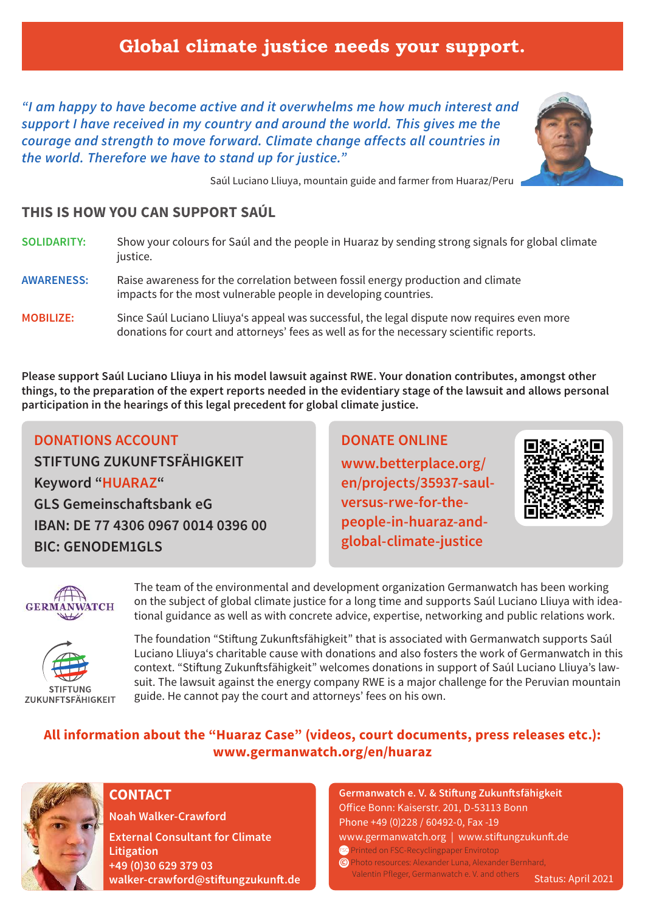# Global climate justice needs your support.

*"I am happy to have become active and it overwhelms me how much interest and support I have received in my country and around the world. This gives me the courage and strength to move forward. Climate change affects all countries in the world. Therefore we have to stand up for justice."*

Saúl Luciano Lliuya, mountain guide and farmer from Huaraz/Peru

## THIS IS HOW YOU CAN SUPPORT SAÚL

**SOLIDARITY:** Show your colours for Saúl and the people in Huaraz by sending strong signals for global climate justice.

**AWARENESS:** Raise awareness for the correlation between fossil energy production and climate impacts for the most vulnerable people in developing countries.

**MOBILIZE:** Since Saúl Luciano Lliuya's appeal was successful, the legal dispute now requires even more donations for court and attorneys' fees as well as for the necessary scientific reports.

**Please support Saúl Luciano Lliuya in his model lawsuit against RWE. Your donation contributes, amongst other things, to the preparation of the expert reports needed in the evidentiary stage of the lawsuit and allows personal participation in the hearings of this legal precedent for global climate justice.**

### DONATIONS ACCOUNT

**STIFTUNG ZUKUNFTSFÄHIGKEIT**
**Keyword "HUARAZ"**
**GLS Gemeinschaftsbank eG**
**IBAN: DE 77 4306 0967 0014 0396 00**
**BIC: GENODEM1GLS**

### DONATE ONLINE

**www.betterplace.org/en/projects/35937-saul-versus-rwe-for-the-people-in-huaraz-and-global-climate-justice**

GERMANWATCH

The team of the environmental and development organization Germanwatch has been working on the subject of global climate justice for a long time and supports Saúl Luciano Lliuya with ideational guidance as well as with concrete advice, expertise, networking and public relations work.

STIFTUNG ZUKUNFTSFÄHIGKEIT

The foundation "Stiftung Zukunftsfähigkeit" that is associated with Germanwatch supports Saúl Luciano Lliuya's charitable cause with donations and also fosters the work of Germanwatch in this context. "Stiftung Zukunftsfähigkeit" welcomes donations in support of Saúl Luciano Lliuya's lawsuit. The lawsuit against the energy company RWE is a major challenge for the Peruvian mountain guide. He cannot pay the court and attorneys' fees on his own.

**All information about the "Huaraz Case" (videos, court documents, press releases etc.): www.germanwatch.org/en/huaraz**

### CONTACT

**Noah Walker-Crawford**
**External Consultant for Climate Litigation**
**+49 (0)30 629 379 03**
**walker-crawford@stiftungzukunft.de**

**Germanwatch e. V. & Stiftung Zukunftsfähigkeit**
Office Bonn: Kaiserstr. 201, D-53113 Bonn
Phone +49 (0)228 / 60492-0, Fax -19
www.germanwatch.org | www.stiftungzukunft.de
Printed on FSC-Recyclingpaper Envirotop
Photo resources: Alexander Luna, Alexander Bernhard, Valentin Pfleger, Germanwatch e. V. and others

Status: April 2021